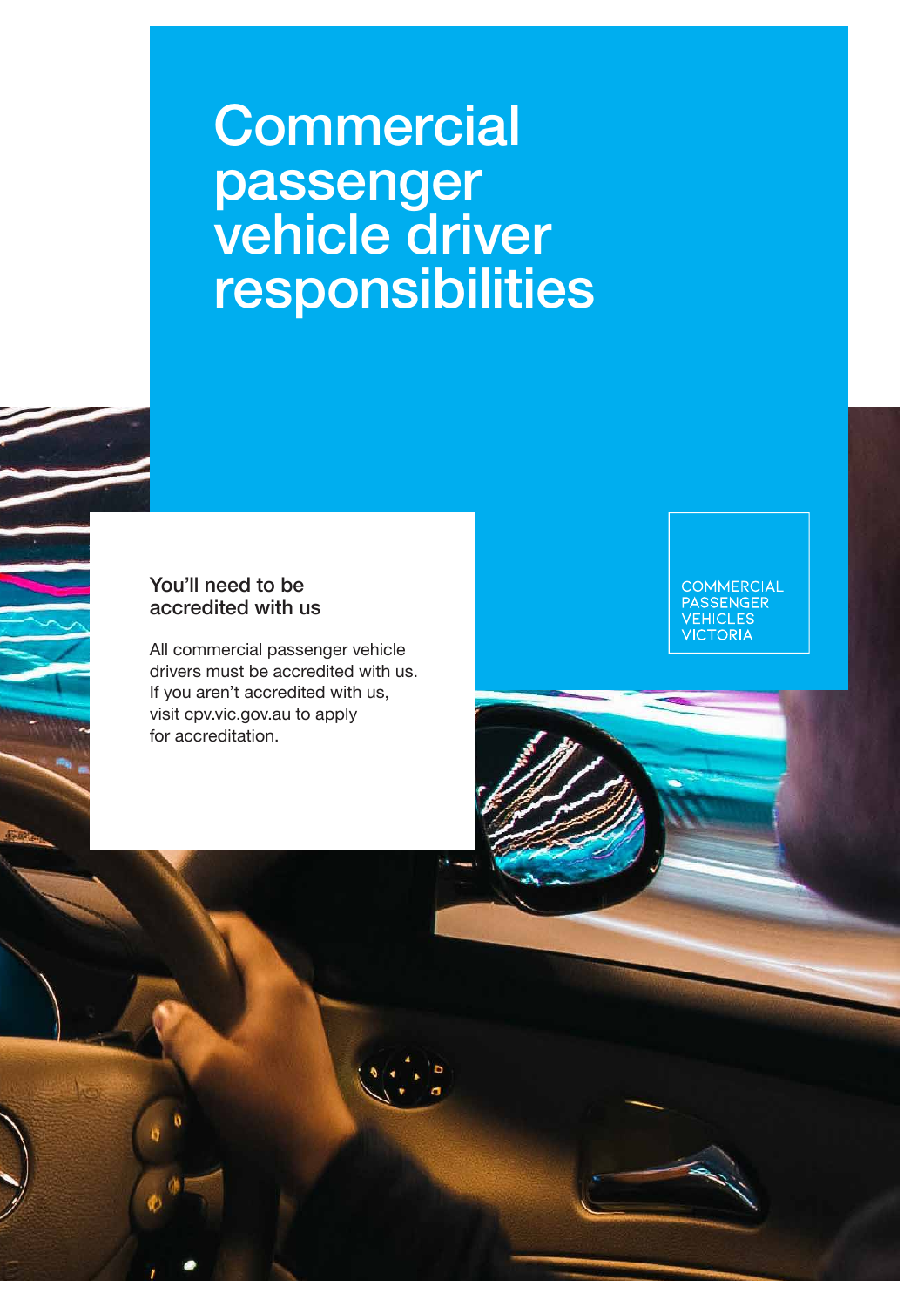# Commercial passenger vehicle driver responsibilities

## You'll need to be accredited with us

All commercial passenger vehicle drivers must be accredited with us. If you aren't accredited with us, visit cpv.vic.gov.au to apply for accreditation.

COMMERCIAL PASSENGER VEHICLES VICTORIA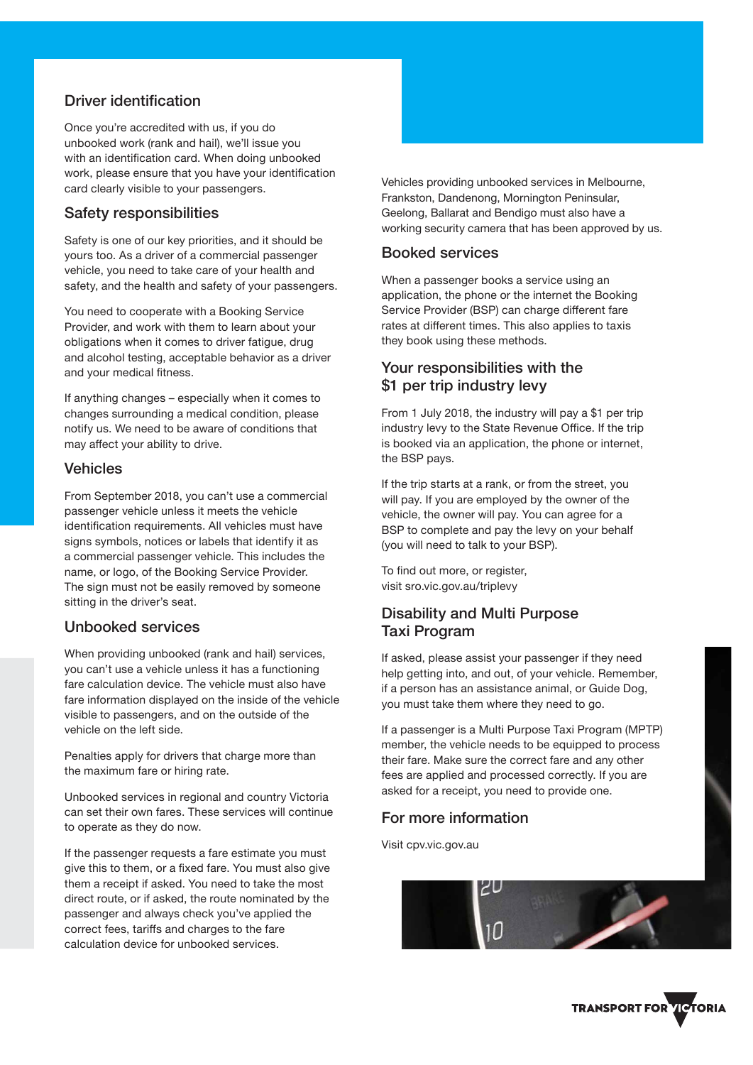## Driver identification

Once you're accredited with us, if you do unbooked work (rank and hail), we'll issue you with an identification card. When doing unbooked work, please ensure that you have your identification card clearly visible to your passengers.

## Safety responsibilities

Safety is one of our key priorities, and it should be yours too. As a driver of a commercial passenger vehicle, you need to take care of your health and safety, and the health and safety of your passengers.

You need to cooperate with a Booking Service Provider, and work with them to learn about your obligations when it comes to driver fatigue, drug and alcohol testing, acceptable behavior as a driver and your medical fitness.

If anything changes – especially when it comes to changes surrounding a medical condition, please notify us. We need to be aware of conditions that may affect your ability to drive.

## Vehicles

From September 2018, you can't use a commercial passenger vehicle unless it meets the vehicle identification requirements. All vehicles must have signs symbols, notices or labels that identify it as a commercial passenger vehicle. This includes the name, or logo, of the Booking Service Provider. The sign must not be easily removed by someone sitting in the driver's seat.

## Unbooked services

When providing unbooked (rank and hail) services, you can't use a vehicle unless it has a functioning fare calculation device. The vehicle must also have fare information displayed on the inside of the vehicle visible to passengers, and on the outside of the vehicle on the left side.

Penalties apply for drivers that charge more than the maximum fare or hiring rate.

Unbooked services in regional and country Victoria can set their own fares. These services will continue to operate as they do now.

If the passenger requests a fare estimate you must give this to them, or a fixed fare. You must also give them a receipt if asked. You need to take the most direct route, or if asked, the route nominated by the passenger and always check you've applied the correct fees, tariffs and charges to the fare calculation device for unbooked services.

Vehicles providing unbooked services in Melbourne, Frankston, Dandenong, Mornington Peninsular, Geelong, Ballarat and Bendigo must also have a working security camera that has been approved by us.

## Booked services

When a passenger books a service using an application, the phone or the internet the Booking Service Provider (BSP) can charge different fare rates at different times. This also applies to taxis they book using these methods.

## Your responsibilities with the $1 per trip industry levy

From 1 July 2018, the industry will pay a $1 per trip industry levy to the State Revenue Office. If the trip is booked via an application, the phone or internet, the BSP pays.

If the trip starts at a rank, or from the street, you will pay. If you are employed by the owner of the vehicle, the owner will pay. You can agree for a BSP to complete and pay the levy on your behalf (you will need to talk to your BSP).

To find out more, or register, visit sro.vic.gov.au/triplevy

## Disability and Multi Purpose Taxi Program

If asked, please assist your passenger if they need help getting into, and out, of your vehicle. Remember, if a person has an assistance animal, or Guide Dog, you must take them where they need to go.

If a passenger is a Multi Purpose Taxi Program (MPTP) member, the vehicle needs to be equipped to process their fare. Make sure the correct fare and any other fees are applied and processed correctly. If you are asked for a receipt, you need to provide one.

## For more information

Visit cpv.vic.gov.au